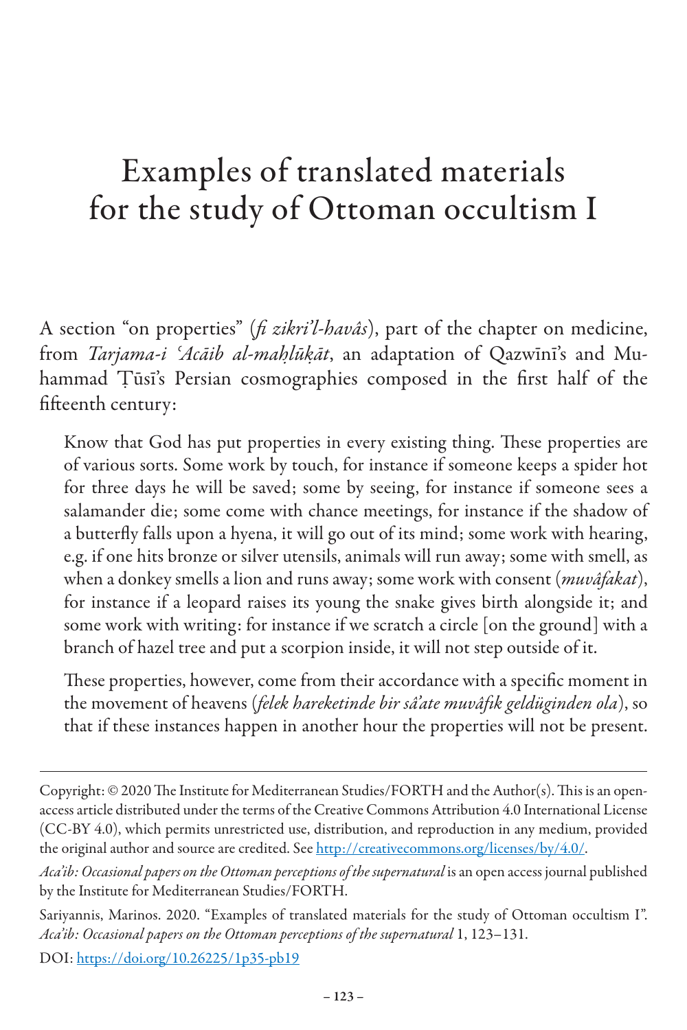# Examples of translated materials for the study of Ottoman occultism I

A section "on properties" (*fi zikri'l-havâs*), part of the chapter on medicine, from *Tarjama-i ʿAcāib al-maḫlūḳāt*, an adaptation of Qazwīnī's and Muhammad Ṭūsī's Persian cosmographies composed in the first half of the fifteenth century:

> Know that God has put properties in every existing thing. These properties are of various sorts. Some work by touch, for instance if someone keeps a spider hot for three days he will be saved; some by seeing, for instance if someone sees a salamander die; some come with chance meetings, for instance if the shadow of a butterfly falls upon a hyena, it will go out of its mind; some work with hearing, e.g. if one hits bronze or silver utensils, animals will run away; some with smell, as when a donkey smells a lion and runs away; some work with consent (*muvâfakat*), for instance if a leopard raises its young the snake gives birth alongside it; and some work with writing: for instance if we scratch a circle [on the ground] with a branch of hazel tree and put a scorpion inside, it will not step outside of it.
>
> These properties, however, come from their accordance with a specific moment in the movement of heavens (*felek hareketinde bir sâʿate muvâfik geldüginden ola*), so that if these instances happen in another hour the properties will not be present.

---

Copyright: © 2020 The Institute for Mediterranean Studies/FORTH and the Author(s). This is an open-access article distributed under the terms of the Creative Commons Attribution 4.0 International License (CC-BY 4.0), which permits unrestricted use, distribution, and reproduction in any medium, provided the original author and source are credited. See http://creativecommons.org/licenses/by/4.0/.

*Acaʾib: Occasional papers on the Ottoman perceptions of the supernatural* is an open access journal published by the Institute for Mediterranean Studies/FORTH.

Sariyannis, Marinos. 2020. "Examples of translated materials for the study of Ottoman occultism I". *Acaʾib: Occasional papers on the Ottoman perceptions of the supernatural* 1, 123–131.

DOI: https://doi.org/10.26225/1p35-pb19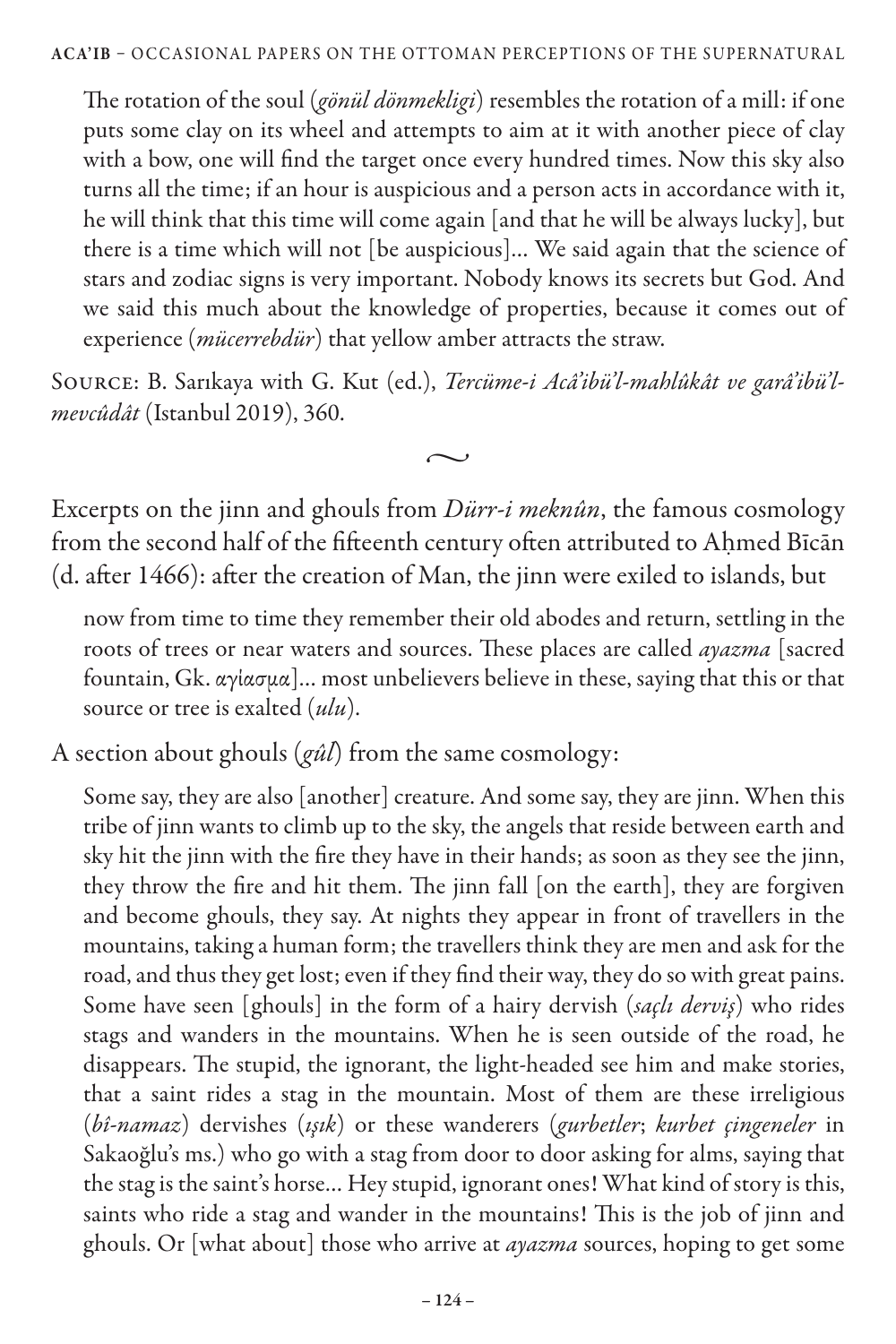> The rotation of the soul (*gönül dönmekligi*) resembles the rotation of a mill: if one puts some clay on its wheel and attempts to aim at it with another piece of clay with a bow, one will find the target once every hundred times. Now this sky also turns all the time; if an hour is auspicious and a person acts in accordance with it, he will think that this time will come again [and that he will be always lucky], but there is a time which will not [be auspicious]... We said again that the science of stars and zodiac signs is very important. Nobody knows its secrets but God. And we said this much about the knowledge of properties, because it comes out of experience (*mücerrebdür*) that yellow amber attracts the straw.

Source: B. Sarıkaya with G. Kut (ed.), *Tercüme-i Acâ'ibü'l-mahlûkât ve garâ'ibü'l-mevcûdât* (Istanbul 2019), 360.

~

Excerpts on the jinn and ghouls from *Dürr-i meknûn*, the famous cosmology from the second half of the fifteenth century often attributed to Aḥmed Bīcān (d. after 1466): after the creation of Man, the jinn were exiled to islands, but

> now from time to time they remember their old abodes and return, settling in the roots of trees or near waters and sources. These places are called *ayazma* [sacred fountain, Gk. αγίασμα]... most unbelievers believe in these, saying that this or that source or tree is exalted (*ulu*).

A section about ghouls (*gûl*) from the same cosmology:

> Some say, they are also [another] creature. And some say, they are jinn. When this tribe of jinn wants to climb up to the sky, the angels that reside between earth and sky hit the jinn with the fire they have in their hands; as soon as they see the jinn, they throw the fire and hit them. The jinn fall [on the earth], they are forgiven and become ghouls, they say. At nights they appear in front of travellers in the mountains, taking a human form; the travellers think they are men and ask for the road, and thus they get lost; even if they find their way, they do so with great pains. Some have seen [ghouls] in the form of a hairy dervish (*saçlı derviş*) who rides stags and wanders in the mountains. When he is seen outside of the road, he disappears. The stupid, the ignorant, the light-headed see him and make stories, that a saint rides a stag in the mountain. Most of them are these irreligious (*bî-namaz*) dervishes (*ışık*) or these wanderers (*gurbetler*; *kurbet çingeneler* in Sakaoğlu's ms.) who go with a stag from door to door asking for alms, saying that the stag is the saint's horse... Hey stupid, ignorant ones! What kind of story is this, saints who ride a stag and wander in the mountains! This is the job of jinn and ghouls. Or [what about] those who arrive at *ayazma* sources, hoping to get some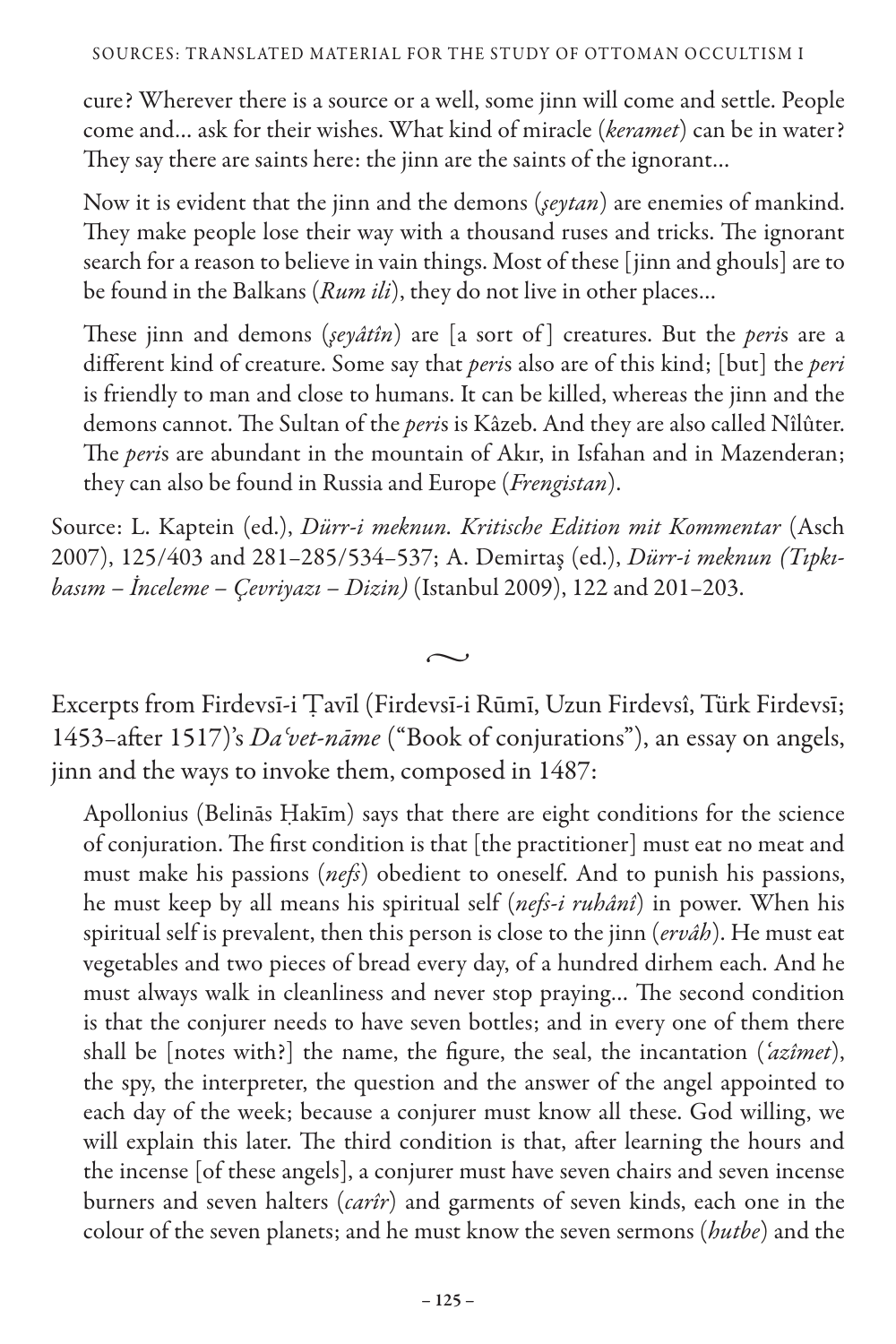cure? Wherever there is a source or a well, some jinn will come and settle. People come and… ask for their wishes. What kind of miracle (*keramet*) can be in water? They say there are saints here: the jinn are the saints of the ignorant…

Now it is evident that the jinn and the demons (*şeytan*) are enemies of mankind. They make people lose their way with a thousand ruses and tricks. The ignorant search for a reason to believe in vain things. Most of these [jinn and ghouls] are to be found in the Balkans (*Rum ili*), they do not live in other places…

These jinn and demons (*şeyâtîn*) are [a sort of] creatures. But the *peri*s are a different kind of creature. Some say that *peri*s also are of this kind; [but] the *peri* is friendly to man and close to humans. It can be killed, whereas the jinn and the demons cannot. The Sultan of the *peri*s is Kâzeb. And they are also called Nîlûter. The *peri*s are abundant in the mountain of Akır, in Isfahan and in Mazenderan; they can also be found in Russia and Europe (*Frengistan*).

Source: L. Kaptein (ed.), *Dürr-i meknun. Kritische Edition mit Kommentar* (Asch 2007), 125/403 and 281–285/534–537; A. Demirtaş (ed.), *Dürr-i meknun (Tıpkıbasım – İnceleme – Çevriyazı – Dizin)* (Istanbul 2009), 122 and 201–203.

~

Excerpts from Firdevsī-i Ṭavīl (Firdevsī-i Rūmī, Uzun Firdevsî, Türk Firdevsī; 1453–after 1517)'s *Daʿvet-nāme* ("Book of conjurations"), an essay on angels, jinn and the ways to invoke them, composed in 1487:

Apollonius (Belinās Ḥakīm) says that there are eight conditions for the science of conjuration. The first condition is that [the practitioner] must eat no meat and must make his passions (*nefs*) obedient to oneself. And to punish his passions, he must keep by all means his spiritual self (*nefs-i ruhânî*) in power. When his spiritual self is prevalent, then this person is close to the jinn (*ervâh*). He must eat vegetables and two pieces of bread every day, of a hundred dirhem each. And he must always walk in cleanliness and never stop praying… The second condition is that the conjurer needs to have seven bottles; and in every one of them there shall be [notes with?] the name, the figure, the seal, the incantation (*ʿazîmet*), the spy, the interpreter, the question and the answer of the angel appointed to each day of the week; because a conjurer must know all these. God willing, we will explain this later. The third condition is that, after learning the hours and the incense [of these angels], a conjurer must have seven chairs and seven incense burners and seven halters (*carîr*) and garments of seven kinds, each one in the colour of the seven planets; and he must know the seven sermons (*hutbe*) and the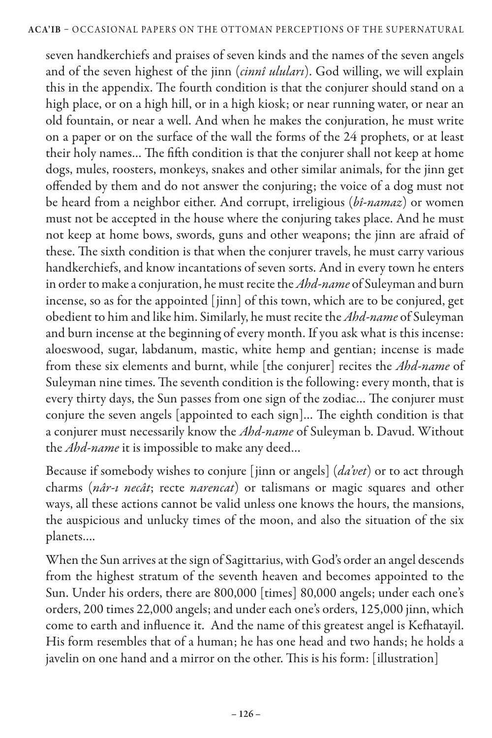seven handkerchiefs and praises of seven kinds and the names of the seven angels and of the seven highest of the jinn (*cinnî ululari*). God willing, we will explain this in the appendix. The fourth condition is that the conjurer should stand on a high place, or on a high hill, or in a high kiosk; or near running water, or near an old fountain, or near a well. And when he makes the conjuration, he must write on a paper or on the surface of the wall the forms of the 24 prophets, or at least their holy names... The fifth condition is that the conjurer shall not keep at home dogs, mules, roosters, monkeys, snakes and other similar animals, for the jinn get offended by them and do not answer the conjuring; the voice of a dog must not be heard from a neighbor either. And corrupt, irreligious (*bî-namaz*) or women must not be accepted in the house where the conjuring takes place. And he must not keep at home bows, swords, guns and other weapons; the jinn are afraid of these. The sixth condition is that when the conjurer travels, he must carry various handkerchiefs, and know incantations of seven sorts. And in every town he enters in order to make a conjuration, he must recite the *Ahd-name* of Suleyman and burn incense, so as for the appointed [jinn] of this town, which are to be conjured, get obedient to him and like him. Similarly, he must recite the *Ahd-name* of Suleyman and burn incense at the beginning of every month. If you ask what is this incense: aloeswood, sugar, labdanum, mastic, white hemp and gentian; incense is made from these six elements and burnt, while [the conjurer] recites the *Ahd-name* of Suleyman nine times. The seventh condition is the following: every month, that is every thirty days, the Sun passes from one sign of the zodiac... The conjurer must conjure the seven angels [appointed to each sign]... The eighth condition is that a conjurer must necessarily know the *Ahd-name* of Suleyman b. Davud. Without the *Ahd-name* it is impossible to make any deed...

Because if somebody wishes to conjure [jinn or angels] (*da'vet*) or to act through charms (*nâr-ı necât*; recte *narencat*) or talismans or magic squares and other ways, all these actions cannot be valid unless one knows the hours, the mansions, the auspicious and unlucky times of the moon, and also the situation of the six planets....

When the Sun arrives at the sign of Sagittarius, with God's order an angel descends from the highest stratum of the seventh heaven and becomes appointed to the Sun. Under his orders, there are 800,000 [times] 80,000 angels; under each one's orders, 200 times 22,000 angels; and under each one's orders, 125,000 jinn, which come to earth and influence it. And the name of this greatest angel is Kefhatayil. His form resembles that of a human; he has one head and two hands; he holds a javelin on one hand and a mirror on the other. This is his form: [illustration]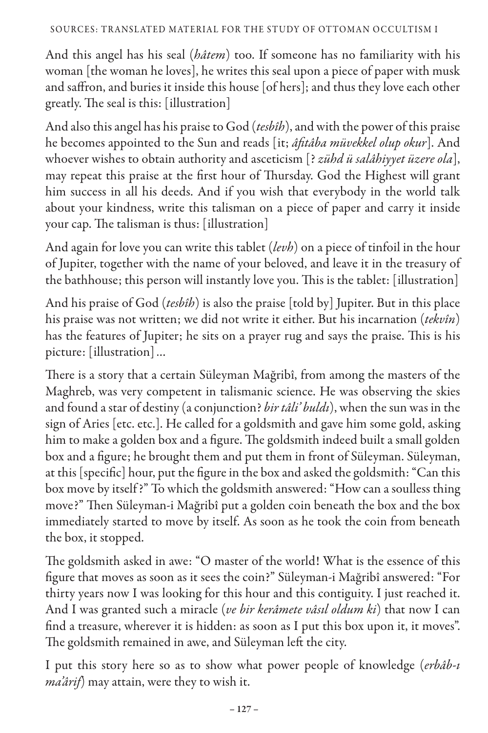And this angel has his seal (*hâtem*) too. If someone has no familiarity with his woman [the woman he loves], he writes this seal upon a piece of paper with musk and saffron, and buries it inside this house [of hers]; and thus they love each other greatly. The seal is this: [illustration]

And also this angel has his praise to God (*tesbîh*), and with the power of this praise he becomes appointed to the Sun and reads [it; *âfitâba müvekkel olup okur*]. And whoever wishes to obtain authority and asceticism [? *zühd ü salâhiyyet üzere ola*], may repeat this praise at the first hour of Thursday. God the Highest will grant him success in all his deeds. And if you wish that everybody in the world talk about your kindness, write this talisman on a piece of paper and carry it inside your cap. The talisman is thus: [illustration]

And again for love you can write this tablet (*levh*) on a piece of tinfoil in the hour of Jupiter, together with the name of your beloved, and leave it in the treasury of the bathhouse; this person will instantly love you. This is the tablet: [illustration]

And his praise of God (*tesbîh*) is also the praise [told by] Jupiter. But in this place his praise was not written; we did not write it either. But his incarnation (*tekvîn*) has the features of Jupiter; he sits on a prayer rug and says the praise. This is his picture: [illustration] ...

There is a story that a certain Süleyman Mağribî, from among the masters of the Maghreb, was very competent in talismanic science. He was observing the skies and found a star of destiny (a conjunction? *bir tâli' buldı*), when the sun was in the sign of Aries [etc. etc.]. He called for a goldsmith and gave him some gold, asking him to make a golden box and a figure. The goldsmith indeed built a small golden box and a figure; he brought them and put them in front of Süleyman. Süleyman, at this [specific] hour, put the figure in the box and asked the goldsmith: "Can this box move by itself?" To which the goldsmith answered: "How can a soulless thing move?" Then Süleyman-i Mağribî put a golden coin beneath the box and the box immediately started to move by itself. As soon as he took the coin from beneath the box, it stopped.

The goldsmith asked in awe: "O master of the world! What is the essence of this figure that moves as soon as it sees the coin?" Süleyman-i Mağribî answered: "For thirty years now I was looking for this hour and this contiguity. I just reached it. And I was granted such a miracle (*ve bir kerâmete vâsıl oldum ki*) that now I can find a treasure, wherever it is hidden: as soon as I put this box upon it, it moves". The goldsmith remained in awe, and Süleyman left the city.

I put this story here so as to show what power people of knowledge (*erbâb-ı ma'ârif*) may attain, were they to wish it.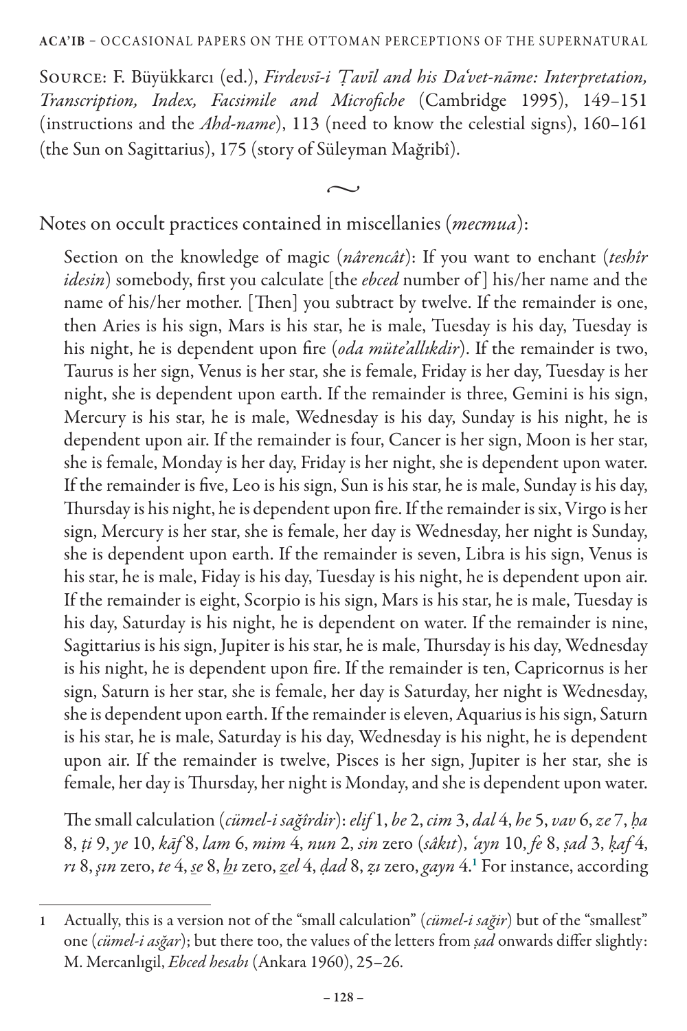Source: F. Büyükkarcı (ed.), *Firdevsī-i Ṭavīl and his Daʿvet-nāme: Interpretation, Transcription, Index, Facsimile and Microfiche* (Cambridge 1995), 149–151 (instructions and the *Ahd-name*), 113 (need to know the celestial signs), 160–161 (the Sun on Sagittarius), 175 (story of Süleyman Mağribî).

~

Notes on occult practices contained in miscellanies (*mecmua*):

> Section on the knowledge of magic (*nârencât*): If you want to enchant (*teshîr idesin*) somebody, first you calculate [the *ebced* number of] his/her name and the name of his/her mother. [Then] you subtract by twelve. If the remainder is one, then Aries is his sign, Mars is his star, he is male, Tuesday is his day, Tuesday is his night, he is dependent upon fire (*oda müte'allıkdir*). If the remainder is two, Taurus is her sign, Venus is her star, she is female, Friday is her day, Tuesday is her night, she is dependent upon earth. If the remainder is three, Gemini is his sign, Mercury is his star, he is male, Wednesday is his day, Sunday is his night, he is dependent upon air. If the remainder is four, Cancer is her sign, Moon is her star, she is female, Monday is her day, Friday is her night, she is dependent upon water. If the remainder is five, Leo is his sign, Sun is his star, he is male, Sunday is his day, Thursday is his night, he is dependent upon fire. If the remainder is six, Virgo is her sign, Mercury is her star, she is female, her day is Wednesday, her night is Sunday, she is dependent upon earth. If the remainder is seven, Libra is his sign, Venus is his star, he is male, Fiday is his day, Tuesday is his night, he is dependent upon air. If the remainder is eight, Scorpio is his sign, Mars is his star, he is male, Tuesday is his day, Saturday is his night, he is dependent on water. If the remainder is nine, Sagittarius is his sign, Jupiter is his star, he is male, Thursday is his day, Wednesday is his night, he is dependent upon fire. If the remainder is ten, Capricornus is her sign, Saturn is her star, she is female, her day is Saturday, her night is Wednesday, she is dependent upon earth. If the remainder is eleven, Aquarius is his sign, Saturn is his star, he is male, Saturday is his day, Wednesday is his night, he is dependent upon air. If the remainder is twelve, Pisces is her sign, Jupiter is her star, she is female, her day is Thursday, her night is Monday, and she is dependent upon water.
>
> The small calculation (*cümel-i sağîrdir*): *elif* 1, *be* 2, *cim* 3, *dal* 4, *he* 5, *vav* 6, *ze* 7, *ḥa* 8, *ṭi* 9, *ye* 10, *kāf* 8, *lam* 6, *mim* 4, *nun* 2, *sin* zero (*sâkıt*), *ʿayn* 10, *fe* 8, *ṣad* 3, *ḳaf* 4, *rı* 8, *şın* zero, *te* 4, *s̱e* 8, *ẖı* zero, *ẕel* 4, *ḍad* 8, *ẓı* zero, *gayn* 4.[1] For instance, according

---

[1] Actually, this is a version not of the "small calculation" (*cümel-i sağir*) but of the "smallest" one (*cümel-i asğar*); but there too, the values of the letters from *ṣad* onwards differ slightly: M. Mercanlıgil, *Ebced hesabı* (Ankara 1960), 25–26.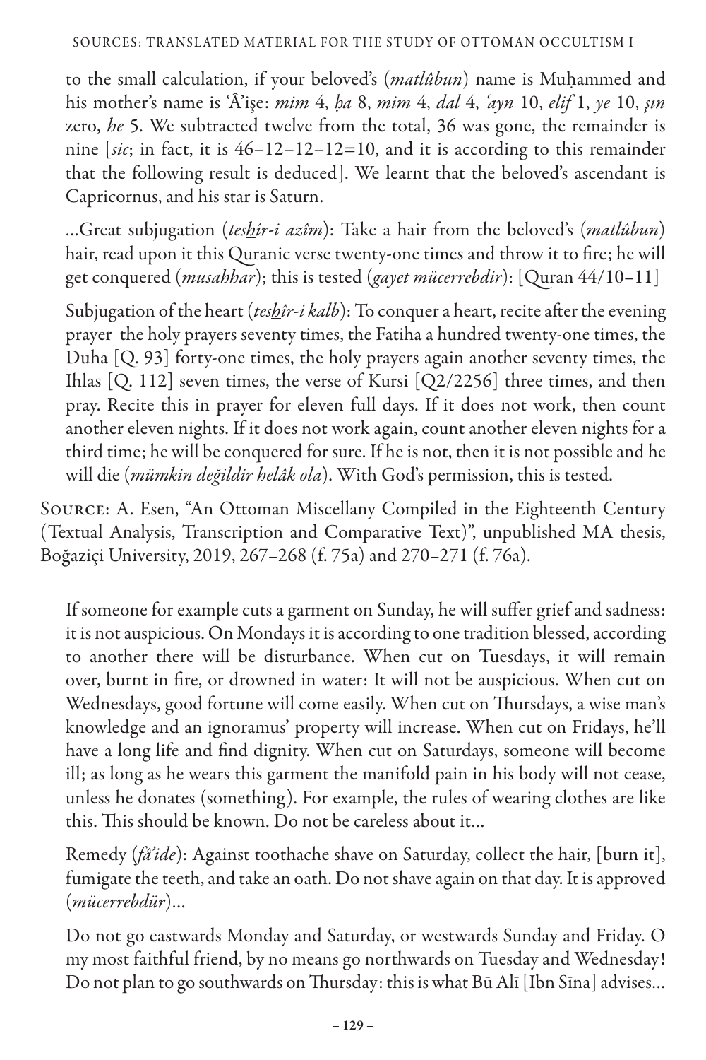to the small calculation, if your beloved's (*matlûbun*) name is Muḥammed and his mother's name is 'Â'işe: *mim* 4, *ḥa* 8, *mim* 4, *dal* 4, *'ayn* 10, *elif* 1, *ye* 10, *şın* zero, *he* 5. We subtracted twelve from the total, 36 was gone, the remainder is nine [*sic*; in fact, it is 46–12–12–12=10, and it is according to this remainder that the following result is deduced]. We learnt that the beloved's ascendant is Capricornus, and his star is Saturn.

…Great subjugation (*tesẖîr-i azîm*): Take a hair from the beloved's (*matlûbun*) hair, read upon it this Quranic verse twenty-one times and throw it to fire; he will get conquered (*musaẖẖar*); this is tested (*gayet mücerrebdir*): [Quran 44/10–11]

Subjugation of the heart (*tesẖîr-i kalb*): To conquer a heart, recite after the evening prayer the holy prayers seventy times, the Fatiha a hundred twenty-one times, the Duha [Q. 93] forty-one times, the holy prayers again another seventy times, the Ihlas [Q. 112] seven times, the verse of Kursi [Q2/2256] three times, and then pray. Recite this in prayer for eleven full days. If it does not work, then count another eleven nights. If it does not work again, count another eleven nights for a third time; he will be conquered for sure. If he is not, then it is not possible and he will die (*mümkin değildir helâk ola*). With God's permission, this is tested.

Source: A. Esen, "An Ottoman Miscellany Compiled in the Eighteenth Century (Textual Analysis, Transcription and Comparative Text)", unpublished MA thesis, Boğaziçi University, 2019, 267–268 (f. 75a) and 270–271 (f. 76a).

If someone for example cuts a garment on Sunday, he will suffer grief and sadness: it is not auspicious. On Mondays it is according to one tradition blessed, according to another there will be disturbance. When cut on Tuesdays, it will remain over, burnt in fire, or drowned in water: It will not be auspicious. When cut on Wednesdays, good fortune will come easily. When cut on Thursdays, a wise man's knowledge and an ignoramus' property will increase. When cut on Fridays, he'll have a long life and find dignity. When cut on Saturdays, someone will become ill; as long as he wears this garment the manifold pain in his body will not cease, unless he donates (something). For example, the rules of wearing clothes are like this. This should be known. Do not be careless about it…

Remedy (*fâ'ide*): Against toothache shave on Saturday, collect the hair, [burn it], fumigate the teeth, and take an oath. Do not shave again on that day. It is approved (*mücerrebdür*)…

Do not go eastwards Monday and Saturday, or westwards Sunday and Friday. O my most faithful friend, by no means go northwards on Tuesday and Wednesday! Do not plan to go southwards on Thursday: this is what Bū Alī [Ibn Sīna] advises…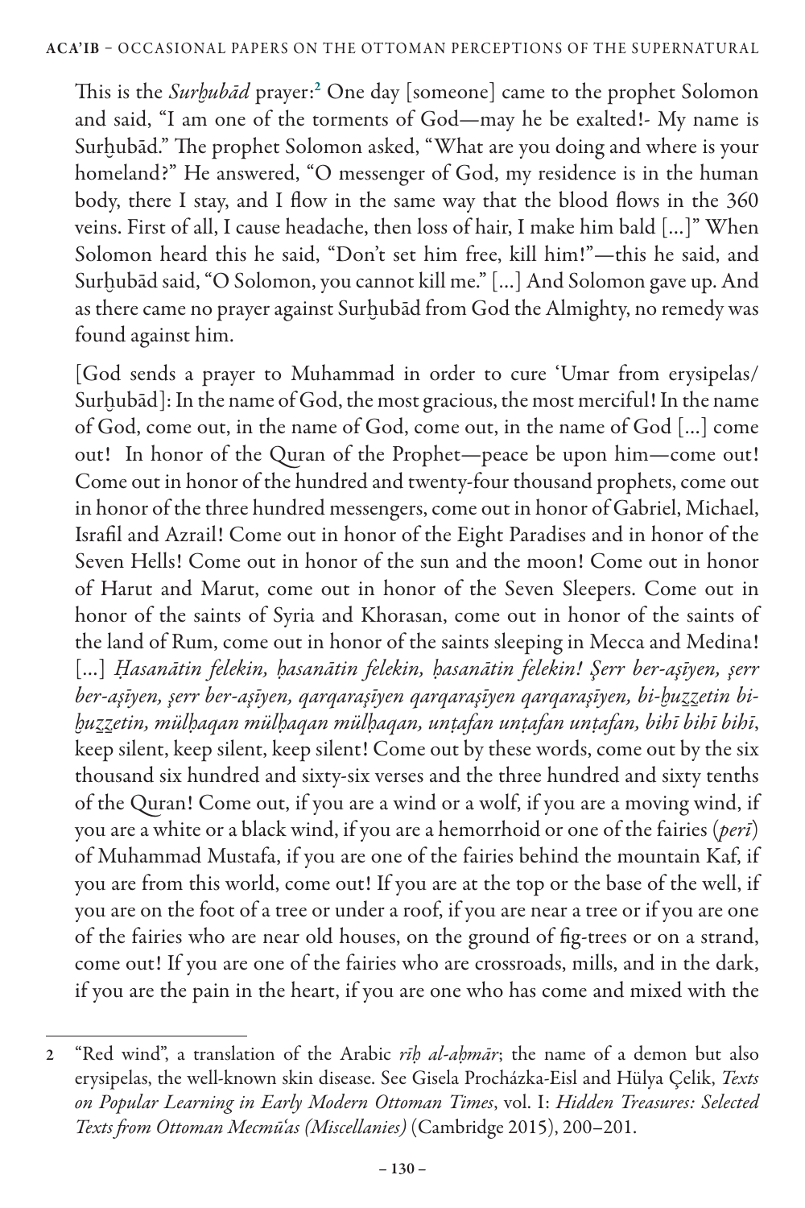This is the *Surḫubād* prayer:[2] One day [someone] came to the prophet Solomon and said, "I am one of the torments of God—may he be exalted!- My name is Surḫubād." The prophet Solomon asked, "What are you doing and where is your homeland?" He answered, "O messenger of God, my residence is in the human body, there I stay, and I flow in the same way that the blood flows in the 360 veins. First of all, I cause headache, then loss of hair, I make him bald [...]" When Solomon heard this he said, "Don't set him free, kill him!"—this he said, and Surḫubād said, "O Solomon, you cannot kill me." [...] And Solomon gave up. And as there came no prayer against Surḫubād from God the Almighty, no remedy was found against him.

[God sends a prayer to Muhammad in order to cure 'Umar from erysipelas/ Surḫubād]: In the name of God, the most gracious, the most merciful! In the name of God, come out, in the name of God, come out, in the name of God [...] come out! In honor of the Quran of the Prophet—peace be upon him—come out! Come out in honor of the hundred and twenty-four thousand prophets, come out in honor of the three hundred messengers, come out in honor of Gabriel, Michael, Israfil and Azrail! Come out in honor of the Eight Paradises and in honor of the Seven Hells! Come out in honor of the sun and the moon! Come out in honor of Harut and Marut, come out in honor of the Seven Sleepers. Come out in honor of the saints of Syria and Khorasan, come out in honor of the saints of the land of Rum, come out in honor of the saints sleeping in Mecca and Medina! [...] *Ḥasanātin felekin, ḥasanātin felekin, ḥasanātin felekin! Şerr ber-aşīyen, şerr ber-aşīyen, şerr ber-aşīyen, qarqaraşīyen qarqaraşīyen qarqaraşīyen, bi-ḫuẕẕetin bi-ḫuẕẕetin, mülḥaqan mülḥaqan mülḥaqan, unṭafan unṭafan unṭafan, bihī bihī bihī*, keep silent, keep silent, keep silent! Come out by these words, come out by the six thousand six hundred and sixty-six verses and the three hundred and sixty tenths of the Quran! Come out, if you are a wind or a wolf, if you are a moving wind, if you are a white or a black wind, if you are a hemorrhoid or one of the fairies (*perī*) of Muhammad Mustafa, if you are one of the fairies behind the mountain Kaf, if you are from this world, come out! If you are at the top or the base of the well, if you are on the foot of a tree or under a roof, if you are near a tree or if you are one of the fairies who are near old houses, on the ground of fig-trees or on a strand, come out! If you are one of the fairies who are crossroads, mills, and in the dark, if you are the pain in the heart, if you are one who has come and mixed with the

---

2 "Red wind", a translation of the Arabic *rīḥ al-aḥmār*; the name of a demon but also erysipelas, the well-known skin disease. See Gisela Procházka-Eisl and Hülya Çelik, *Texts on Popular Learning in Early Modern Ottoman Times*, vol. I: *Hidden Treasures: Selected Texts from Ottoman Mecmūʿas (Miscellanies)* (Cambridge 2015), 200–201.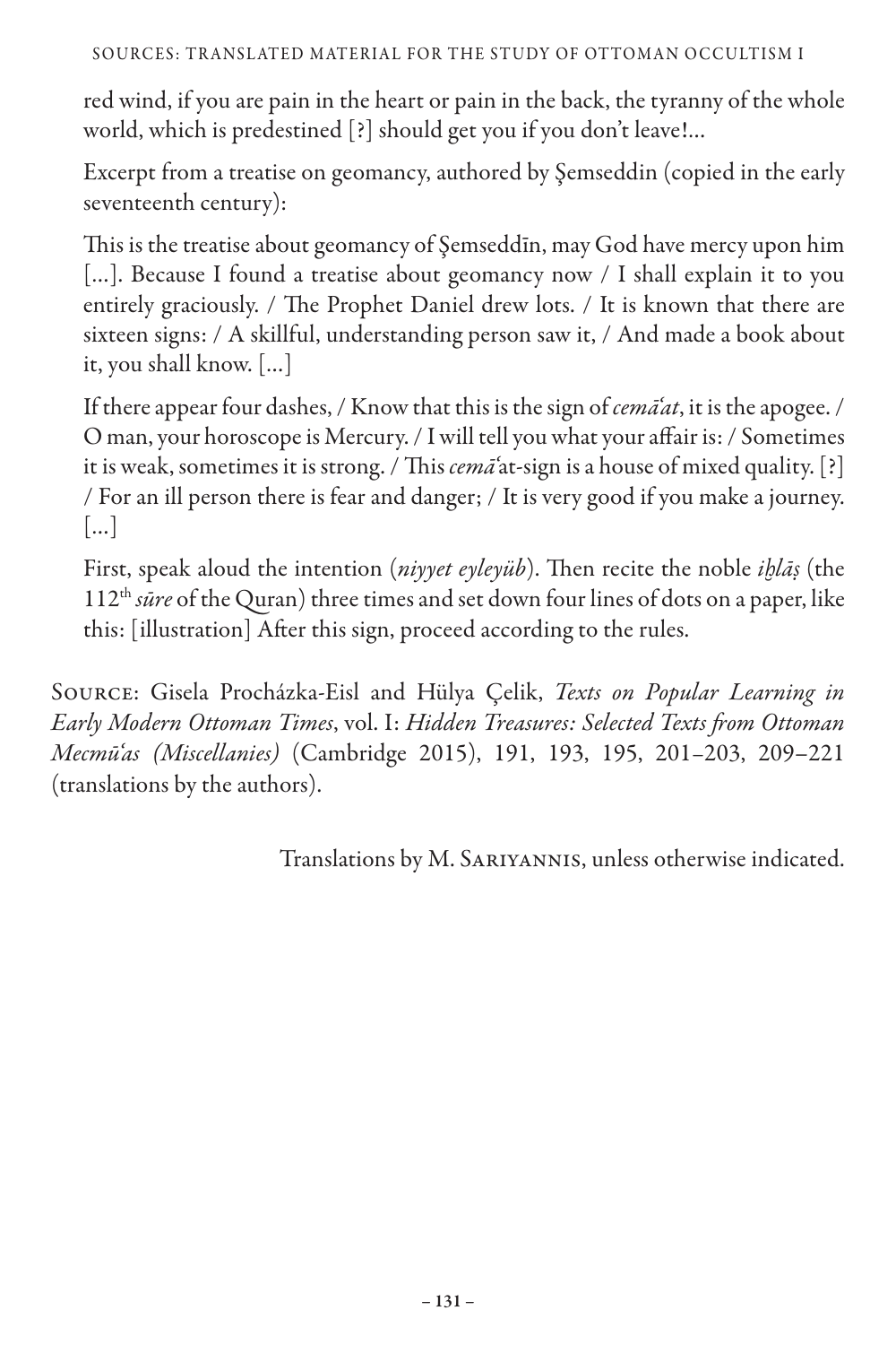red wind, if you are pain in the heart or pain in the back, the tyranny of the whole world, which is predestined [?] should get you if you don't leave!...

Excerpt from a treatise on geomancy, authored by Şemseddin (copied in the early seventeenth century):

This is the treatise about geomancy of Şemseddīn, may God have mercy upon him [...]. Because I found a treatise about geomancy now / I shall explain it to you entirely graciously. / The Prophet Daniel drew lots. / It is known that there are sixteen signs: / A skillful, understanding person saw it, / And made a book about it, you shall know. [...]

If there appear four dashes, / Know that this is the sign of *cemāʿat*, it is the apogee. / O man, your horoscope is Mercury. / I will tell you what your affair is: / Sometimes it is weak, sometimes it is strong. / This *cemāʿ*at-sign is a house of mixed quality. [?] / For an ill person there is fear and danger; / It is very good if you make a journey. [...]

First, speak aloud the intention (*niyyet eyleyüb*). Then recite the noble *iḫlāṣ* (the 112th *sūre* of the Quran) three times and set down four lines of dots on a paper, like this: [illustration] After this sign, proceed according to the rules.

Source: Gisela Procházka-Eisl and Hülya Çelik, *Texts on Popular Learning in Early Modern Ottoman Times*, vol. I: *Hidden Treasures: Selected Texts from Ottoman Mecmūʿas (Miscellanies)* (Cambridge 2015), 191, 193, 195, 201–203, 209–221 (translations by the authors).

Translations by M. Sariyannis, unless otherwise indicated.